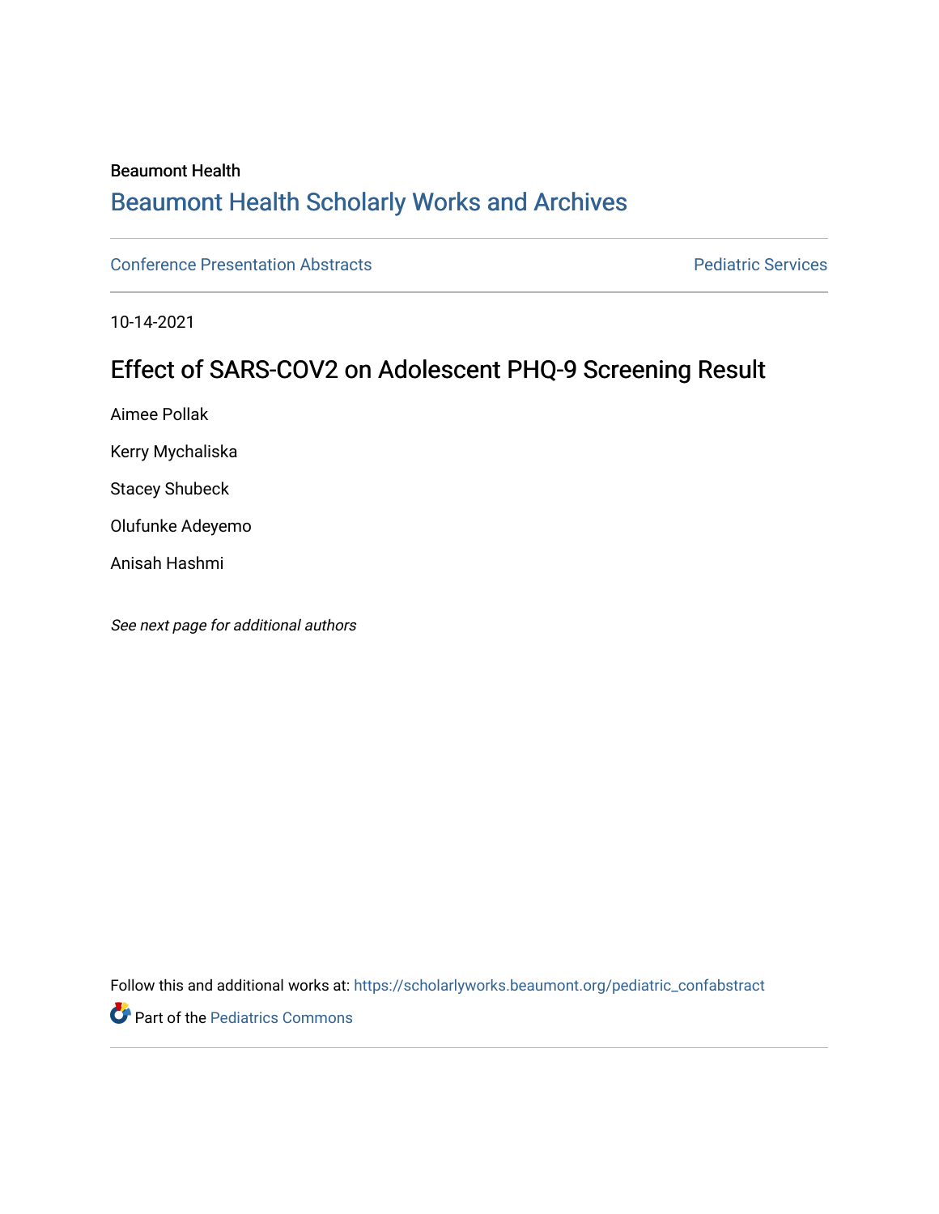Beaumont Health

# Beaumont Health Scholarly Works and Archives

Conference Presentation Abstracts

Pediatric Services

10-14-2021

## Effect of SARS-COV2 on Adolescent PHQ-9 Screening Result

Aimee Pollak

Kerry Mychaliska

Stacey Shubeck

Olufunke Adeyemo

Anisah Hashmi

*See next page for additional authors*

Follow this and additional works at: https://scholarlyworks.beaumont.org/pediatric_confabstract

Part of the Pediatrics Commons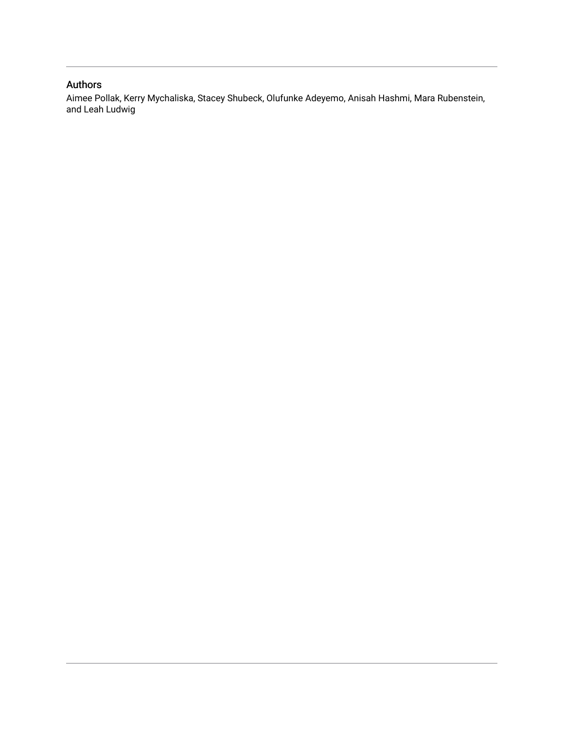## Authors

Aimee Pollak, Kerry Mychaliska, Stacey Shubeck, Olufunke Adeyemo, Anisah Hashmi, Mara Rubenstein, and Leah Ludwig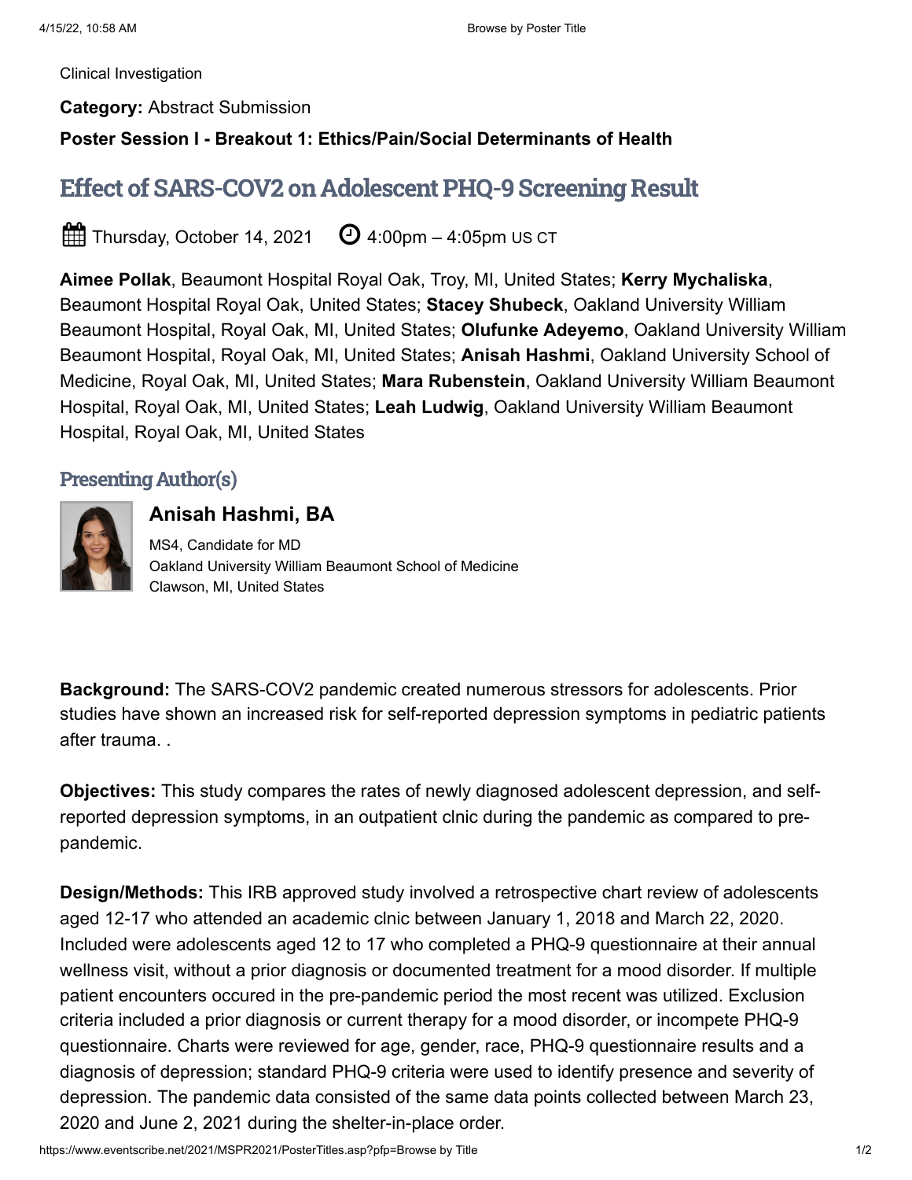Clinical Investigation

**Category:** Abstract Submission

**Poster Session I - Breakout 1: Ethics/Pain/Social Determinants of Health**

# Effect of SARS-COV2 on Adolescent PHQ-9 Screening Result

Thursday, October 14, 2021 4:00pm – 4:05pm US CT

**Aimee Pollak**, Beaumont Hospital Royal Oak, Troy, MI, United States; **Kerry Mychaliska**, Beaumont Hospital Royal Oak, United States; **Stacey Shubeck**, Oakland University William Beaumont Hospital, Royal Oak, MI, United States; **Olufunke Adeyemo**, Oakland University William Beaumont Hospital, Royal Oak, MI, United States; **Anisah Hashmi**, Oakland University School of Medicine, Royal Oak, MI, United States; **Mara Rubenstein**, Oakland University William Beaumont Hospital, Royal Oak, MI, United States; **Leah Ludwig**, Oakland University William Beaumont Hospital, Royal Oak, MI, United States

## Presenting Author(s)

### Anisah Hashmi, BA

MS4, Candidate for MD
Oakland University William Beaumont School of Medicine
Clawson, MI, United States

**Background:** The SARS-COV2 pandemic created numerous stressors for adolescents. Prior studies have shown an increased risk for self-reported depression symptoms in pediatric patients after trauma. .

**Objectives:** This study compares the rates of newly diagnosed adolescent depression, and self-reported depression symptoms, in an outpatient clnic during the pandemic as compared to pre-pandemic.

**Design/Methods:** This IRB approved study involved a retrospective chart review of adolescents aged 12-17 who attended an academic clnic between January 1, 2018 and March 22, 2020. Included were adolescents aged 12 to 17 who completed a PHQ-9 questionnaire at their annual wellness visit, without a prior diagnosis or documented treatment for a mood disorder. If multiple patient encounters occured in the pre-pandemic period the most recent was utilized. Exclusion criteria included a prior diagnosis or current therapy for a mood disorder, or incompete PHQ-9 questionnaire. Charts were reviewed for age, gender, race, PHQ-9 questionnaire results and a diagnosis of depression; standard PHQ-9 criteria were used to identify presence and severity of depression. The pandemic data consisted of the same data points collected between March 23, 2020 and June 2, 2021 during the shelter-in-place order.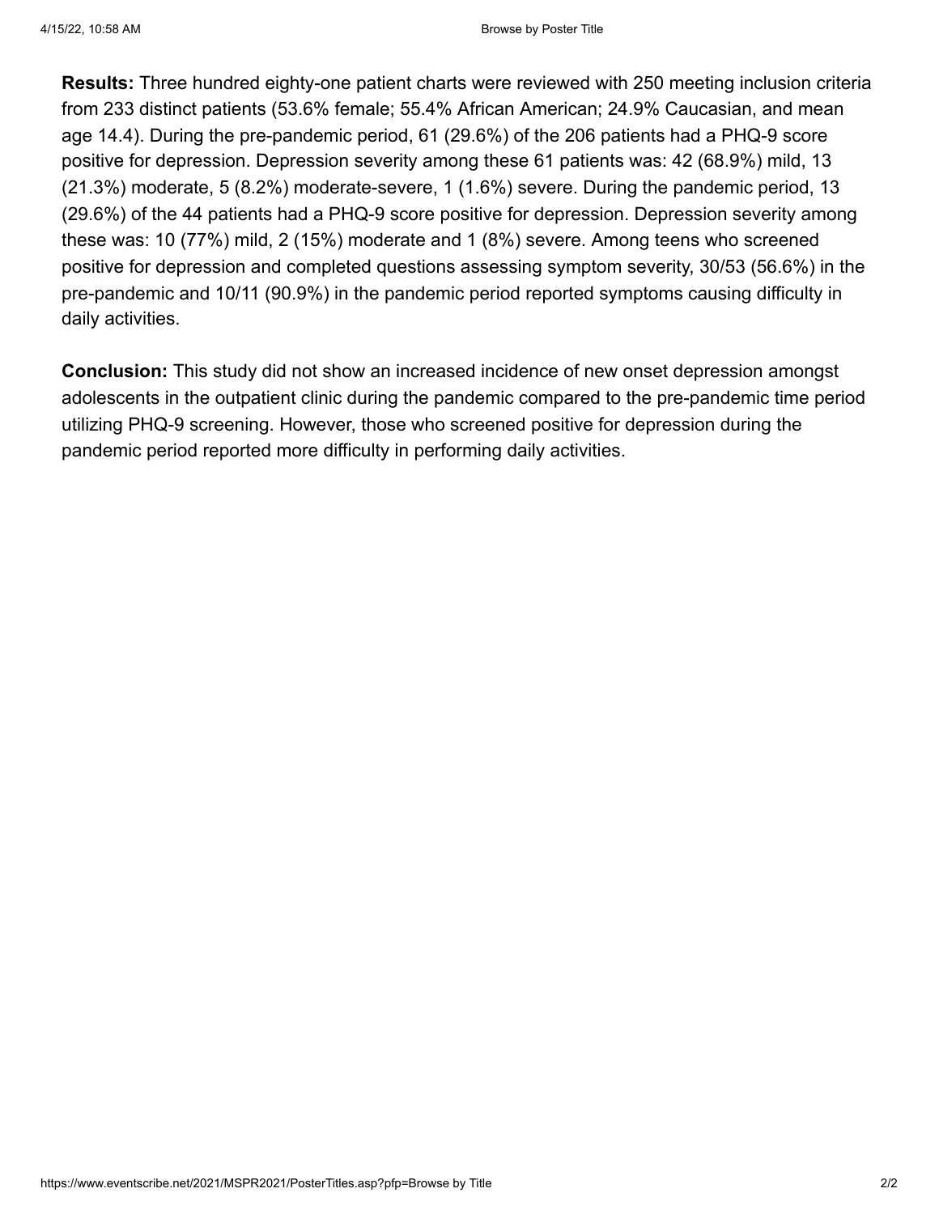**Results:** Three hundred eighty-one patient charts were reviewed with 250 meeting inclusion criteria from 233 distinct patients (53.6% female; 55.4% African American; 24.9% Caucasian, and mean age 14.4). During the pre-pandemic period, 61 (29.6%) of the 206 patients had a PHQ-9 score positive for depression. Depression severity among these 61 patients was: 42 (68.9%) mild, 13 (21.3%) moderate, 5 (8.2%) moderate-severe, 1 (1.6%) severe. During the pandemic period, 13 (29.6%) of the 44 patients had a PHQ-9 score positive for depression. Depression severity among these was: 10 (77%) mild, 2 (15%) moderate and 1 (8%) severe. Among teens who screened positive for depression and completed questions assessing symptom severity, 30/53 (56.6%) in the pre-pandemic and 10/11 (90.9%) in the pandemic period reported symptoms causing difficulty in daily activities.

**Conclusion:** This study did not show an increased incidence of new onset depression amongst adolescents in the outpatient clinic during the pandemic compared to the pre-pandemic time period utilizing PHQ-9 screening. However, those who screened positive for depression during the pandemic period reported more difficulty in performing daily activities.